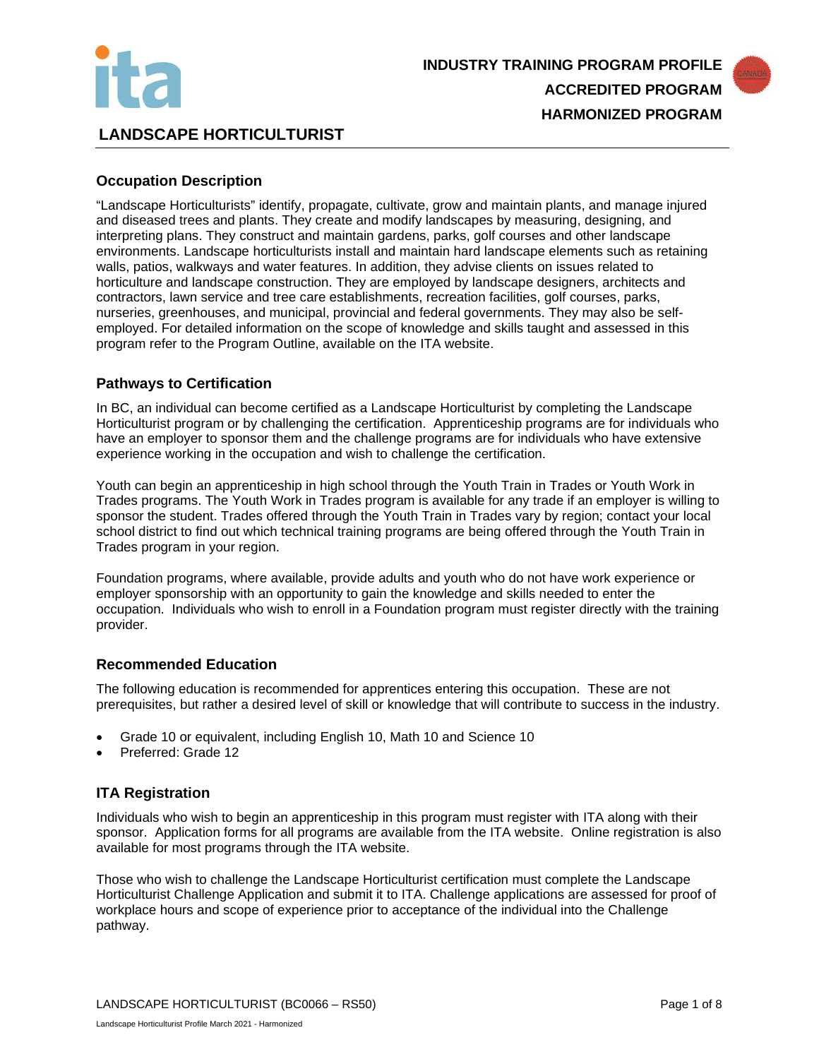**INDUSTRY TRAINING PROGRAM PROFILE**

**ACCREDITED PROGRAM**

**HARMONIZED PROGRAM**

# LANDSCAPE HORTICULTURIST

## Occupation Description

"Landscape Horticulturists" identify, propagate, cultivate, grow and maintain plants, and manage injured and diseased trees and plants. They create and modify landscapes by measuring, designing, and interpreting plans. They construct and maintain gardens, parks, golf courses and other landscape environments. Landscape horticulturists install and maintain hard landscape elements such as retaining walls, patios, walkways and water features. In addition, they advise clients on issues related to horticulture and landscape construction. They are employed by landscape designers, architects and contractors, lawn service and tree care establishments, recreation facilities, golf courses, parks, nurseries, greenhouses, and municipal, provincial and federal governments. They may also be self-employed. For detailed information on the scope of knowledge and skills taught and assessed in this program refer to the Program Outline, available on the ITA website.

## Pathways to Certification

In BC, an individual can become certified as a Landscape Horticulturist by completing the Landscape Horticulturist program or by challenging the certification. Apprenticeship programs are for individuals who have an employer to sponsor them and the challenge programs are for individuals who have extensive experience working in the occupation and wish to challenge the certification.

Youth can begin an apprenticeship in high school through the Youth Train in Trades or Youth Work in Trades programs. The Youth Work in Trades program is available for any trade if an employer is willing to sponsor the student. Trades offered through the Youth Train in Trades vary by region; contact your local school district to find out which technical training programs are being offered through the Youth Train in Trades program in your region.

Foundation programs, where available, provide adults and youth who do not have work experience or employer sponsorship with an opportunity to gain the knowledge and skills needed to enter the occupation. Individuals who wish to enroll in a Foundation program must register directly with the training provider.

## Recommended Education

The following education is recommended for apprentices entering this occupation. These are not prerequisites, but rather a desired level of skill or knowledge that will contribute to success in the industry.

- Grade 10 or equivalent, including English 10, Math 10 and Science 10
- Preferred: Grade 12

## ITA Registration

Individuals who wish to begin an apprenticeship in this program must register with ITA along with their sponsor. Application forms for all programs are available from the ITA website. Online registration is also available for most programs through the ITA website.

Those who wish to challenge the Landscape Horticulturist certification must complete the Landscape Horticulturist Challenge Application and submit it to ITA. Challenge applications are assessed for proof of workplace hours and scope of experience prior to acceptance of the individual into the Challenge pathway.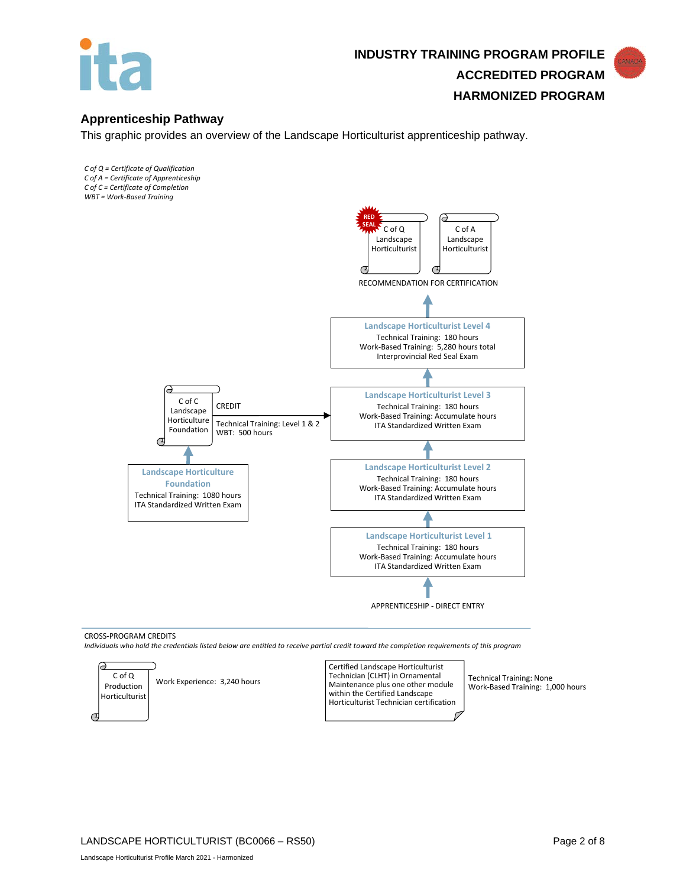**INDUSTRY TRAINING PROGRAM PROFILE**
**ACCREDITED PROGRAM**
**HARMONIZED PROGRAM**

## Apprenticeship Pathway

This graphic provides an overview of the Landscape Horticulturist apprenticeship pathway.

*C of Q = Certificate of Qualification*
*C of A = Certificate of Apprenticeship*
*C of C = Certificate of Completion*
*WBT = Work-Based Training*

RED SEAL — C of Q Landscape Horticulturist

C of A Landscape Horticulturist

RECOMMENDATION FOR CERTIFICATION

**Landscape Horticulturist Level 4**
Technical Training: 180 hours
Work-Based Training: 5,280 hours total
Interprovincial Red Seal Exam

**Landscape Horticulturist Level 3**
Technical Training: 180 hours
Work-Based Training: Accumulate hours
ITA Standardized Written Exam

**Landscape Horticulturist Level 2**
Technical Training: 180 hours
Work-Based Training: Accumulate hours
ITA Standardized Written Exam

**Landscape Horticulturist Level 1**
Technical Training: 180 hours
Work-Based Training: Accumulate hours
ITA Standardized Written Exam

APPRENTICESHIP - DIRECT ENTRY

**Landscape Horticulture Foundation**
Technical Training: 1080 hours
ITA Standardized Written Exam

C of C Landscape Horticulture Foundation

CREDIT (to Landscape Horticulturist Level 3)
Technical Training: Level 1 & 2
WBT: 500 hours

CROSS-PROGRAM CREDITS

*Individuals who hold the credentials listed below are entitled to receive partial credit toward the completion requirements of this program*

| Credential | Credit |
| --- | --- |
| C of Q Production Horticulturist | Work Experience: 3,240 hours |
| Certified Landscape Horticulturist Technician (CLHT) in Ornamental Maintenance plus one other module within the Certified Landscape Horticulturist Technician certification | Technical Training: None<br>Work-Based Training: 1,000 hours |

LANDSCAPE HORTICULTURIST (BC0066 – RS50)

Landscape Horticulturist Profile March 2021 - Harmonized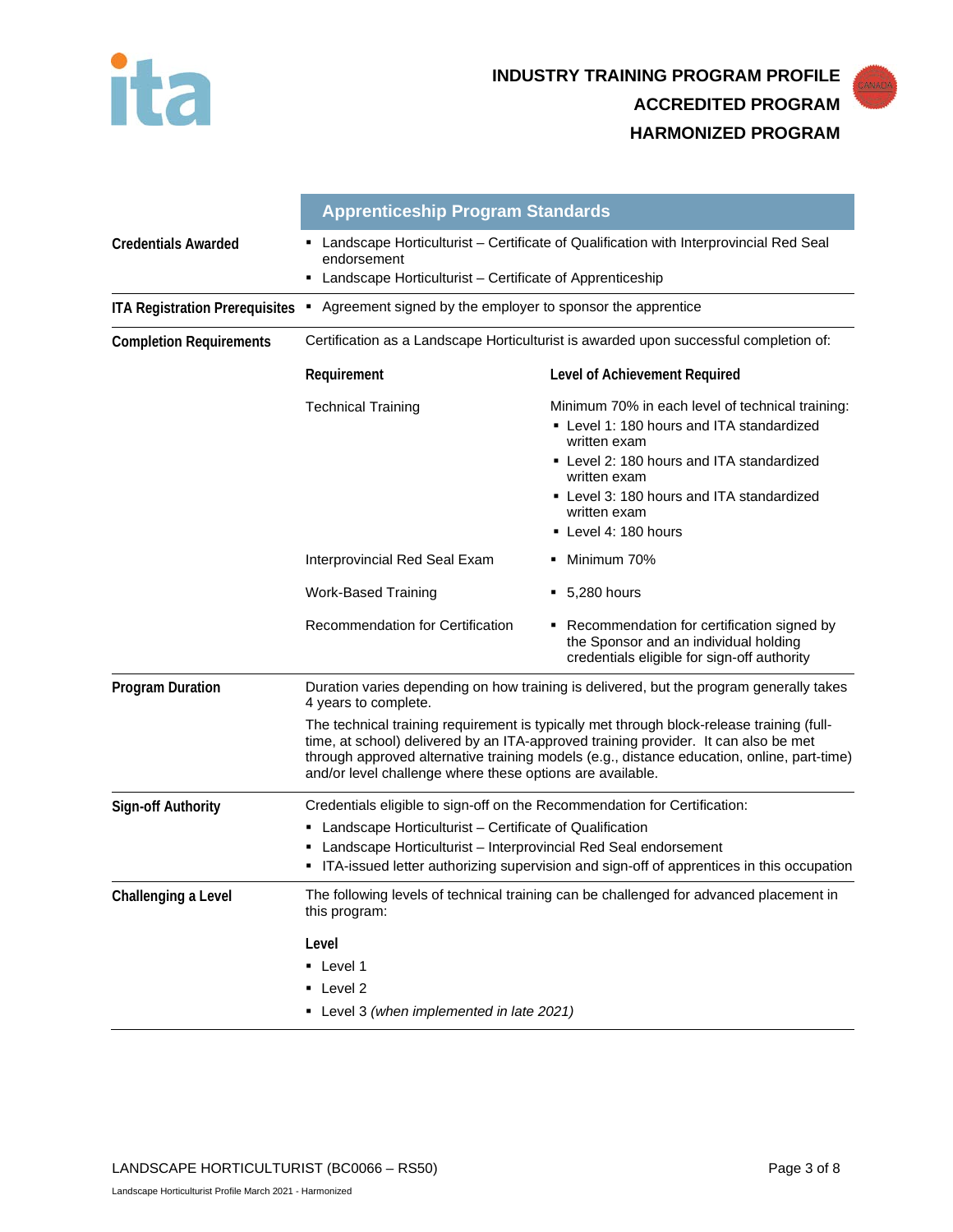**INDUSTRY TRAINING PROGRAM PROFILE**
**ACCREDITED PROGRAM**
**HARMONIZED PROGRAM**

## Apprenticeship Program Standards

**Credentials Awarded**

- Landscape Horticulturist – Certificate of Qualification with Interprovincial Red Seal endorsement
- Landscape Horticulturist – Certificate of Apprenticeship

**ITA Registration Prerequisites**

- Agreement signed by the employer to sponsor the apprentice

**Completion Requirements**

Certification as a Landscape Horticulturist is awarded upon successful completion of:

| Requirement | Level of Achievement Required |
|---|---|
| Technical Training | Minimum 70% in each level of technical training:<br>▪ Level 1: 180 hours and ITA standardized written exam<br>▪ Level 2: 180 hours and ITA standardized written exam<br>▪ Level 3: 180 hours and ITA standardized written exam<br>▪ Level 4: 180 hours |
| Interprovincial Red Seal Exam | ▪ Minimum 70% |
| Work-Based Training | ▪ 5,280 hours |
| Recommendation for Certification | ▪ Recommendation for certification signed by the Sponsor and an individual holding credentials eligible for sign-off authority |

**Program Duration**

Duration varies depending on how training is delivered, but the program generally takes 4 years to complete.

The technical training requirement is typically met through block-release training (full-time, at school) delivered by an ITA-approved training provider. It can also be met through approved alternative training models (e.g., distance education, online, part-time) and/or level challenge where these options are available.

**Sign-off Authority**

Credentials eligible to sign-off on the Recommendation for Certification:

- Landscape Horticulturist – Certificate of Qualification
- Landscape Horticulturist – Interprovincial Red Seal endorsement
- ITA-issued letter authorizing supervision and sign-off of apprentices in this occupation

**Challenging a Level**

The following levels of technical training can be challenged for advanced placement in this program:

**Level**

- Level 1
- Level 2
- Level 3 *(when implemented in late 2021)*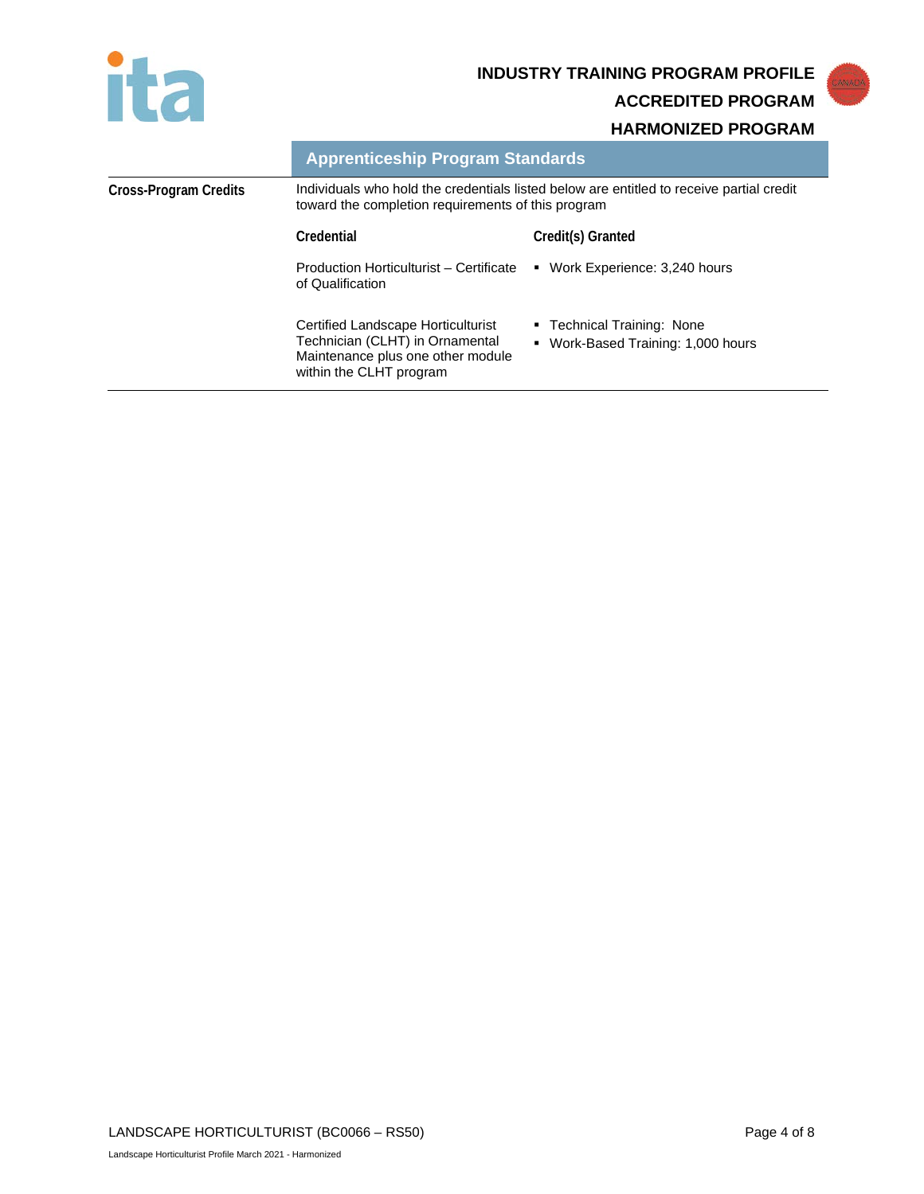**INDUSTRY TRAINING PROGRAM PROFILE**

**ACCREDITED PROGRAM**

**HARMONIZED PROGRAM**

## Apprenticeship Program Standards

**Cross-Program Credits**

Individuals who hold the credentials listed below are entitled to receive partial credit toward the completion requirements of this program

| Credential | Credit(s) Granted |
|---|---|
| Production Horticulturist – Certificate of Qualification | ▪ Work Experience: 3,240 hours |
| Certified Landscape Horticulturist Technician (CLHT) in Ornamental Maintenance plus one other module within the CLHT program | ▪ Technical Training: None<br>▪ Work-Based Training: 1,000 hours |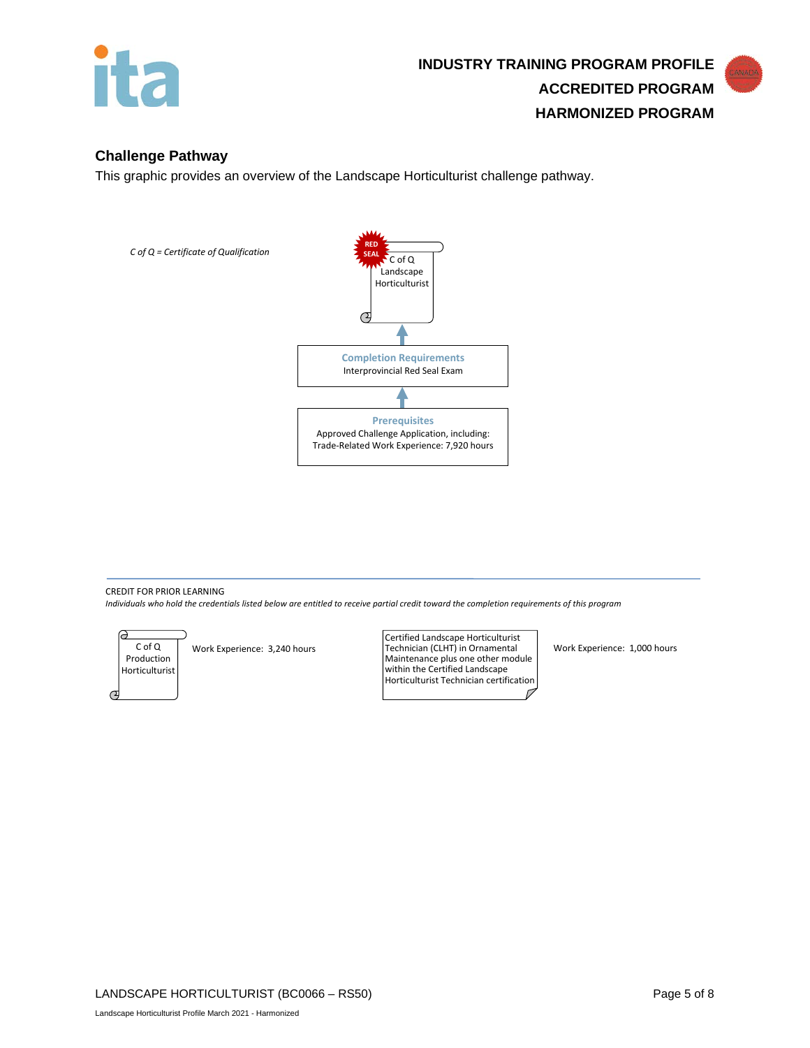## Challenge Pathway

This graphic provides an overview of the Landscape Horticulturist challenge pathway.

*C of Q = Certificate of Qualification*

RED SEAL
C of Q
Landscape Horticulturist

↑

**Completion Requirements**
Interprovincial Red Seal Exam

↑

**Prerequisites**
Approved Challenge Application, including:
Trade-Related Work Experience: 7,920 hours

---

CREDIT FOR PRIOR LEARNING

*Individuals who hold the credentials listed below are entitled to receive partial credit toward the completion requirements of this program*

| Credential | Credit |
|---|---|
| C of Q Production Horticulturist | Work Experience: 3,240 hours |
| Certified Landscape Horticulturist Technician (CLHT) in Ornamental Maintenance plus one other module within the Certified Landscape Horticulturist Technician certification | Work Experience: 1,000 hours |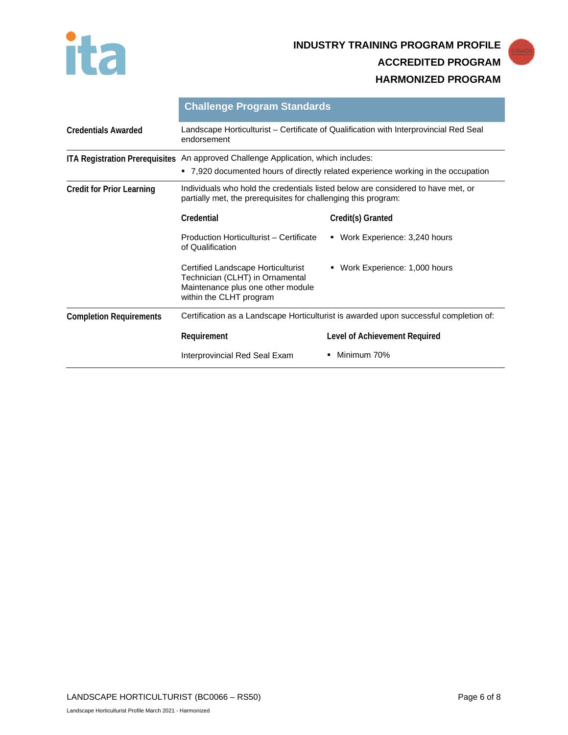**INDUSTRY TRAINING PROGRAM PROFILE**
**ACCREDITED PROGRAM**
**HARMONIZED PROGRAM**

## Challenge Program Standards

**Credentials Awarded**

Landscape Horticulturist – Certificate of Qualification with Interprovincial Red Seal endorsement

**ITA Registration Prerequisites**

An approved Challenge Application, which includes:

- 7,920 documented hours of directly related experience working in the occupation

**Credit for Prior Learning**

Individuals who hold the credentials listed below are considered to have met, or partially met, the prerequisites for challenging this program:

| Credential | Credit(s) Granted |
|---|---|
| Production Horticulturist – Certificate of Qualification | ▪ Work Experience: 3,240 hours |
| Certified Landscape Horticulturist Technician (CLHT) in Ornamental Maintenance plus one other module within the CLHT program | ▪ Work Experience: 1,000 hours |

**Completion Requirements**

Certification as a Landscape Horticulturist is awarded upon successful completion of:

| Requirement | Level of Achievement Required |
|---|---|
| Interprovincial Red Seal Exam | ▪ Minimum 70% |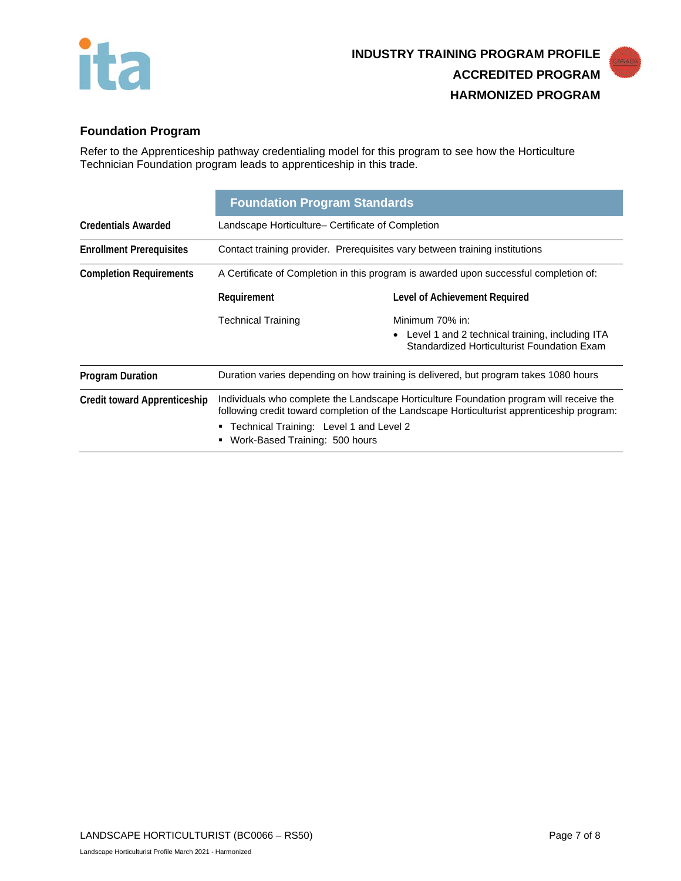## Foundation Program

Refer to the Apprenticeship pathway credentialing model for this program to see how the Horticulture Technician Foundation program leads to apprenticeship in this trade.

| | Foundation Program Standards | |
|---|---|---|
| **Credentials Awarded** | Landscape Horticulture– Certificate of Completion | |
| **Enrollment Prerequisites** | Contact training provider. Prerequisites vary between training institutions | |
| **Completion Requirements** | A Certificate of Completion in this program is awarded upon successful completion of: | |
| | **Requirement** | **Level of Achievement Required** |
| | Technical Training | Minimum 70% in:<br>• Level 1 and 2 technical training, including ITA Standardized Horticulturist Foundation Exam |
| **Program Duration** | Duration varies depending on how training is delivered, but program takes 1080 hours | |
| **Credit toward Apprenticeship** | Individuals who complete the Landscape Horticulture Foundation program will receive the following credit toward completion of the Landscape Horticulturist apprenticeship program:<br>▪ Technical Training: Level 1 and Level 2<br>▪ Work-Based Training: 500 hours | |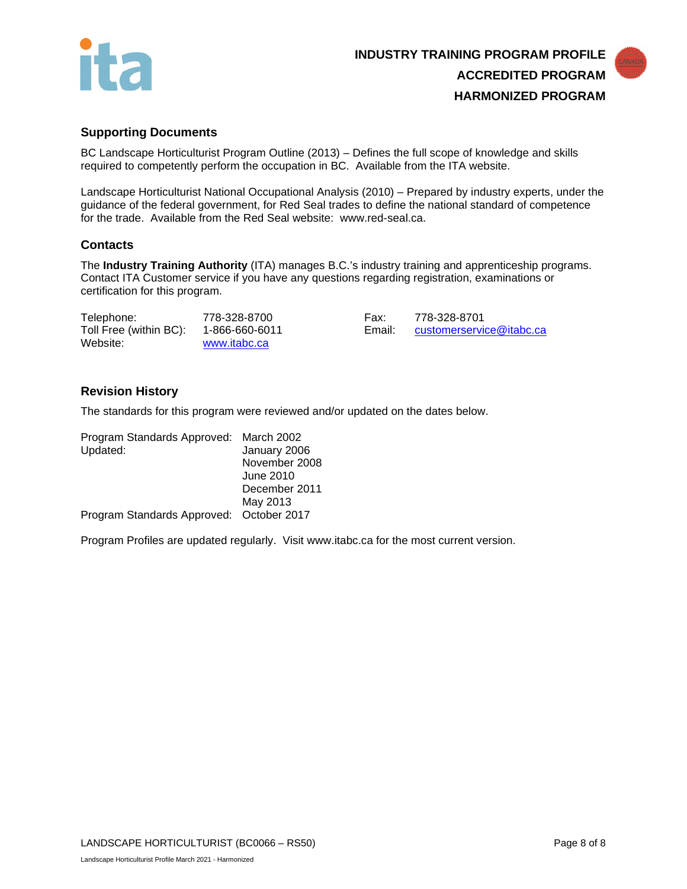## Supporting Documents

BC Landscape Horticulturist Program Outline (2013) – Defines the full scope of knowledge and skills required to competently perform the occupation in BC. Available from the ITA website.

Landscape Horticulturist National Occupational Analysis (2010) – Prepared by industry experts, under the guidance of the federal government, for Red Seal trades to define the national standard of competence for the trade. Available from the Red Seal website: www.red-seal.ca.

## Contacts

The **Industry Training Authority** (ITA) manages B.C.'s industry training and apprenticeship programs. Contact ITA Customer service if you have any questions regarding registration, examinations or certification for this program.

| | | | |
|---|---|---|---|
| Telephone: | 778-328-8700 | Fax: | 778-328-8701 |
| Toll Free (within BC): | 1-866-660-6011 | Email: | customerservice@itabc.ca |
| Website: | www.itabc.ca | | |

## Revision History

The standards for this program were reviewed and/or updated on the dates below.

| | |
|---|---|
| Program Standards Approved: | March 2002 |
| Updated: | January 2006 |
| | November 2008 |
| | June 2010 |
| | December 2011 |
| | May 2013 |
| Program Standards Approved: | October 2017 |

Program Profiles are updated regularly. Visit www.itabc.ca for the most current version.